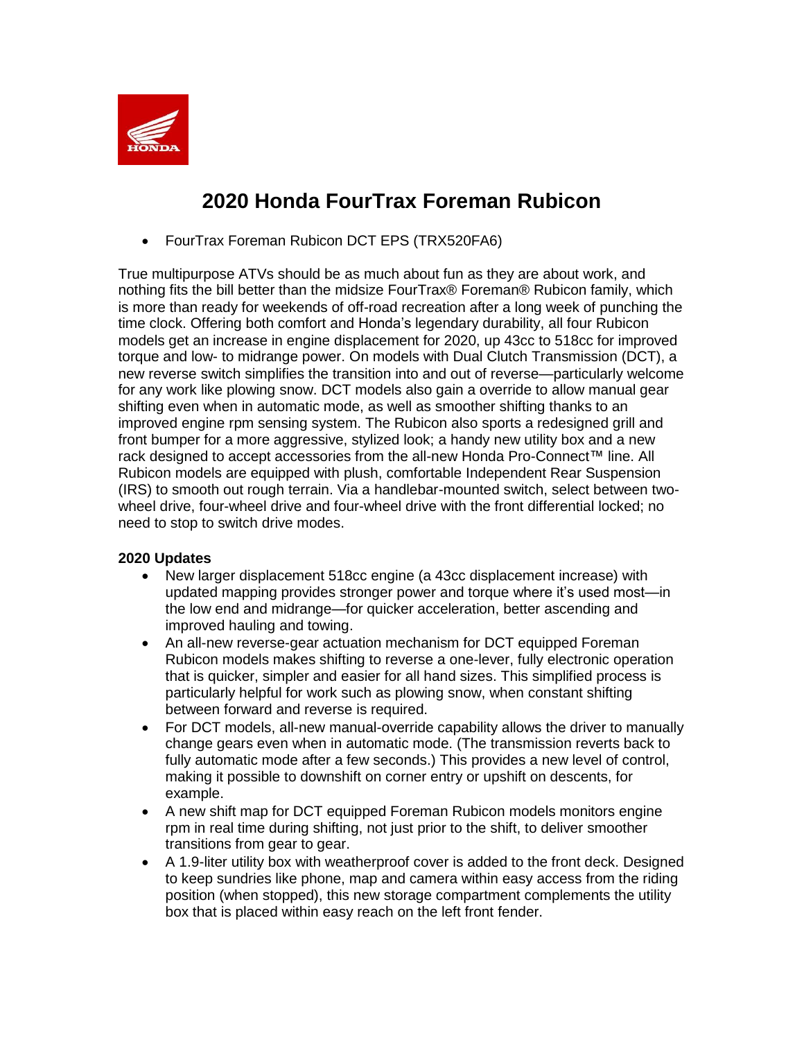# 2020 Honda FourTrax Foreman Rubicon

- FourTrax Foreman Rubicon DCT EPS (TRX520FA6)

True multipurpose ATVs should be as much about fun as they are about work, and nothing fits the bill better than the midsize FourTrax® Foreman® Rubicon family, which is more than ready for weekends of off-road recreation after a long week of punching the time clock. Offering both comfort and Honda's legendary durability, all four Rubicon models get an increase in engine displacement for 2020, up 43cc to 518cc for improved torque and low- to midrange power. On models with Dual Clutch Transmission (DCT), a new reverse switch simplifies the transition into and out of reverse—particularly welcome for any work like plowing snow. DCT models also gain a override to allow manual gear shifting even when in automatic mode, as well as smoother shifting thanks to an improved engine rpm sensing system. The Rubicon also sports a redesigned grill and front bumper for a more aggressive, stylized look; a handy new utility box and a new rack designed to accept accessories from the all-new Honda Pro-Connect™ line. All Rubicon models are equipped with plush, comfortable Independent Rear Suspension (IRS) to smooth out rough terrain. Via a handlebar-mounted switch, select between two-wheel drive, four-wheel drive and four-wheel drive with the front differential locked; no need to stop to switch drive modes.

**2020 Updates**

- New larger displacement 518cc engine (a 43cc displacement increase) with updated mapping provides stronger power and torque where it's used most—in the low end and midrange—for quicker acceleration, better ascending and improved hauling and towing.
- An all-new reverse-gear actuation mechanism for DCT equipped Foreman Rubicon models makes shifting to reverse a one-lever, fully electronic operation that is quicker, simpler and easier for all hand sizes. This simplified process is particularly helpful for work such as plowing snow, when constant shifting between forward and reverse is required.
- For DCT models, all-new manual-override capability allows the driver to manually change gears even when in automatic mode. (The transmission reverts back to fully automatic mode after a few seconds.) This provides a new level of control, making it possible to downshift on corner entry or upshift on descents, for example.
- A new shift map for DCT equipped Foreman Rubicon models monitors engine rpm in real time during shifting, not just prior to the shift, to deliver smoother transitions from gear to gear.
- A 1.9-liter utility box with weatherproof cover is added to the front deck. Designed to keep sundries like phone, map and camera within easy access from the riding position (when stopped), this new storage compartment complements the utility box that is placed within easy reach on the left front fender.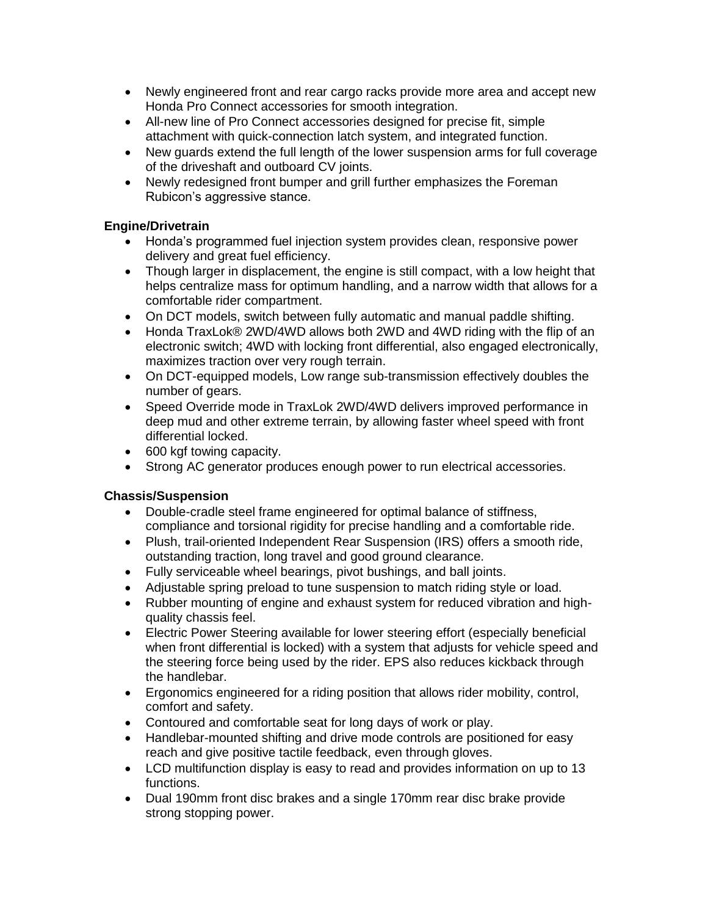- Newly engineered front and rear cargo racks provide more area and accept new Honda Pro Connect accessories for smooth integration.
- All-new line of Pro Connect accessories designed for precise fit, simple attachment with quick-connection latch system, and integrated function.
- New guards extend the full length of the lower suspension arms for full coverage of the driveshaft and outboard CV joints.
- Newly redesigned front bumper and grill further emphasizes the Foreman Rubicon's aggressive stance.

**Engine/Drivetrain**

- Honda's programmed fuel injection system provides clean, responsive power delivery and great fuel efficiency.
- Though larger in displacement, the engine is still compact, with a low height that helps centralize mass for optimum handling, and a narrow width that allows for a comfortable rider compartment.
- On DCT models, switch between fully automatic and manual paddle shifting.
- Honda TraxLok® 2WD/4WD allows both 2WD and 4WD riding with the flip of an electronic switch; 4WD with locking front differential, also engaged electronically, maximizes traction over very rough terrain.
- On DCT-equipped models, Low range sub-transmission effectively doubles the number of gears.
- Speed Override mode in TraxLok 2WD/4WD delivers improved performance in deep mud and other extreme terrain, by allowing faster wheel speed with front differential locked.
- 600 kgf towing capacity.
- Strong AC generator produces enough power to run electrical accessories.

**Chassis/Suspension**

- Double-cradle steel frame engineered for optimal balance of stiffness, compliance and torsional rigidity for precise handling and a comfortable ride.
- Plush, trail-oriented Independent Rear Suspension (IRS) offers a smooth ride, outstanding traction, long travel and good ground clearance.
- Fully serviceable wheel bearings, pivot bushings, and ball joints.
- Adjustable spring preload to tune suspension to match riding style or load.
- Rubber mounting of engine and exhaust system for reduced vibration and high-quality chassis feel.
- Electric Power Steering available for lower steering effort (especially beneficial when front differential is locked) with a system that adjusts for vehicle speed and the steering force being used by the rider. EPS also reduces kickback through the handlebar.
- Ergonomics engineered for a riding position that allows rider mobility, control, comfort and safety.
- Contoured and comfortable seat for long days of work or play.
- Handlebar-mounted shifting and drive mode controls are positioned for easy reach and give positive tactile feedback, even through gloves.
- LCD multifunction display is easy to read and provides information on up to 13 functions.
- Dual 190mm front disc brakes and a single 170mm rear disc brake provide strong stopping power.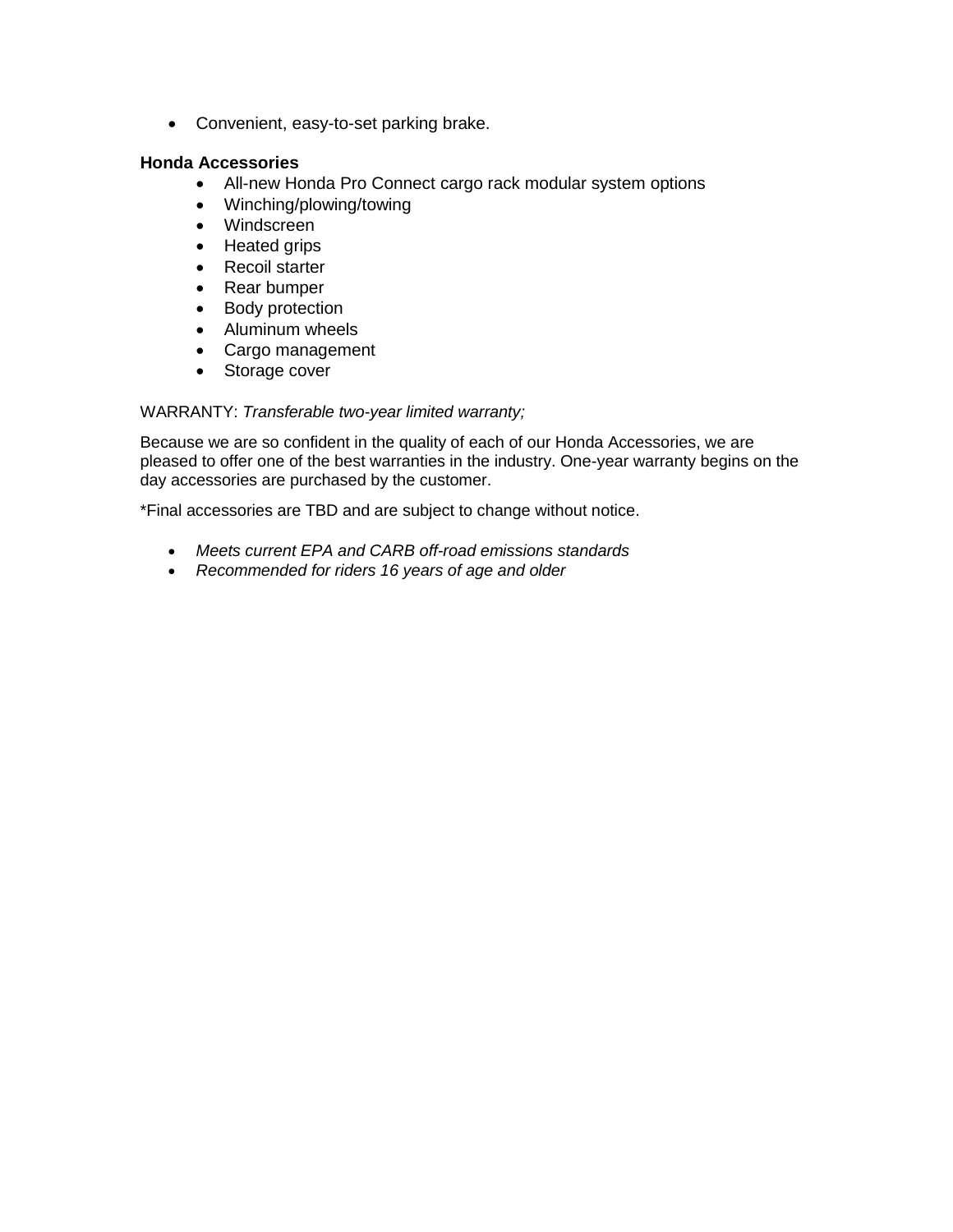- Convenient, easy-to-set parking brake.

**Honda Accessories**

- All-new Honda Pro Connect cargo rack modular system options
- Winching/plowing/towing
- Windscreen
- Heated grips
- Recoil starter
- Rear bumper
- Body protection
- Aluminum wheels
- Cargo management
- Storage cover

WARRANTY: *Transferable two-year limited warranty;*

Because we are so confident in the quality of each of our Honda Accessories, we are pleased to offer one of the best warranties in the industry. One-year warranty begins on the day accessories are purchased by the customer.

*Final accessories are TBD and are subject to change without notice.

- *Meets current EPA and CARB off-road emissions standards*
- *Recommended for riders 16 years of age and older*